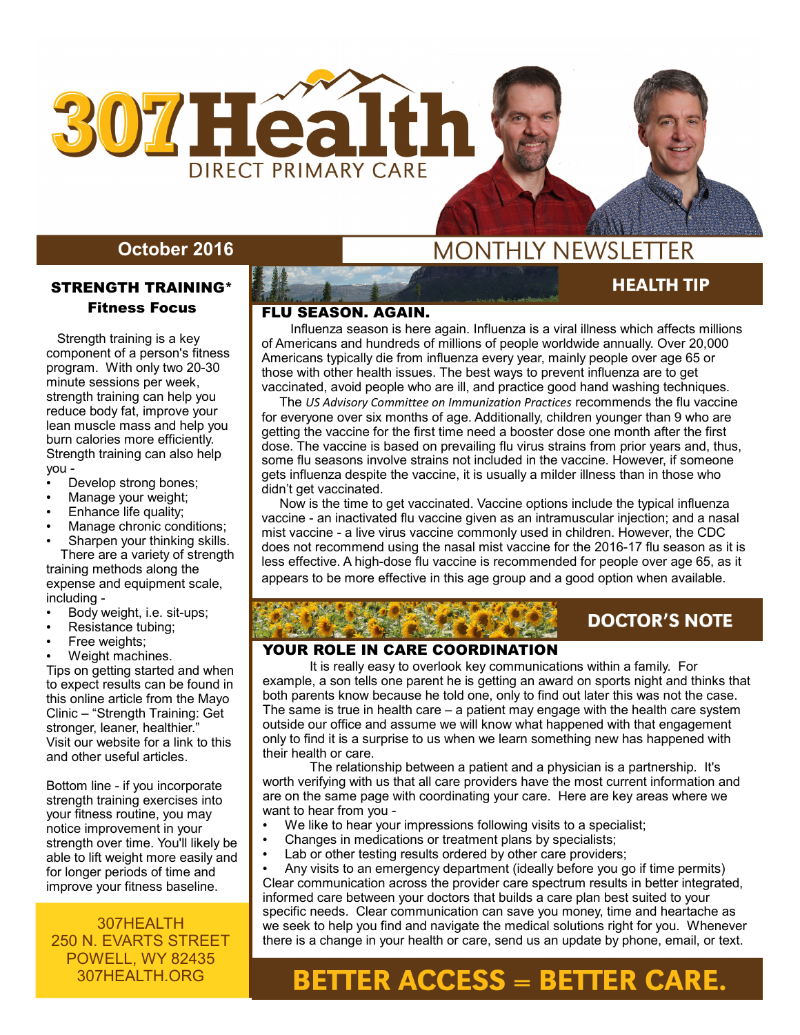# 307Health

DIRECT PRIMARY CARE

October 2016

MONTHLY NEWSLETTER

## STRENGTH TRAINING*

### Fitness Focus

Strength training is a key component of a person's fitness program. With only two 20-30 minute sessions per week, strength training can help you reduce body fat, improve your lean muscle mass and help you burn calories more efficiently. Strength training can also help you -

- Develop strong bones;
- Manage your weight;
- Enhance life quality;
- Manage chronic conditions;
- Sharpen your thinking skills.

There are a variety of strength training methods along the expense and equipment scale, including -

- Body weight, i.e. sit-ups;
- Resistance tubing;
- Free weights;
- Weight machines.

Tips on getting started and when to expect results can be found in this online article from the Mayo Clinic – "Strength Training: Get stronger, leaner, healthier." Visit our website for a link to this and other useful articles.

Bottom line - if you incorporate strength training exercises into your fitness routine, you may notice improvement in your strength over time. You'll likely be able to lift weight more easily and for longer periods of time and improve your fitness baseline.

307HEALTH
250 N. EVARTS STREET
POWELL, WY 82435
307HEALTH.ORG

## HEALTH TIP

### FLU SEASON. AGAIN.

Influenza season is here again. Influenza is a viral illness which affects millions of Americans and hundreds of millions of people worldwide annually. Over 20,000 Americans typically die from influenza every year, mainly people over age 65 or those with other health issues. The best ways to prevent influenza are to get vaccinated, avoid people who are ill, and practice good hand washing techniques.

The *US Advisory Committee on Immunization Practices* recommends the flu vaccine for everyone over six months of age. Additionally, children younger than 9 who are getting the vaccine for the first time need a booster dose one month after the first dose. The vaccine is based on prevailing flu virus strains from prior years and, thus, some flu seasons involve strains not included in the vaccine. However, if someone gets influenza despite the vaccine, it is usually a milder illness than in those who didn't get vaccinated.

Now is the time to get vaccinated. Vaccine options include the typical influenza vaccine - an inactivated flu vaccine given as an intramuscular injection; and a nasal mist vaccine - a live virus vaccine commonly used in children. However, the CDC does not recommend using the nasal mist vaccine for the 2016-17 flu season as it is less effective. A high-dose flu vaccine is recommended for people over age 65, as it appears to be more effective in this age group and a good option when available.

## DOCTOR'S NOTE

### YOUR ROLE IN CARE COORDINATION

It is really easy to overlook key communications within a family. For example, a son tells one parent he is getting an award on sports night and thinks that both parents know because he told one, only to find out later this was not the case. The same is true in health care – a patient may engage with the health care system outside our office and assume we will know what happened with that engagement only to find it is a surprise to us when we learn something new has happened with their health or care.

The relationship between a patient and a physician is a partnership. It's worth verifying with us that all care providers have the most current information and are on the same page with coordinating your care. Here are key areas where we want to hear from you -

- We like to hear your impressions following visits to a specialist;
- Changes in medications or treatment plans by specialists;
- Lab or other testing results ordered by other care providers;
- Any visits to an emergency department (ideally before you go if time permits)

Clear communication across the provider care spectrum results in better integrated, informed care between your doctors that builds a care plan best suited to your specific needs. Clear communication can save you money, time and heartache as we seek to help you find and navigate the medical solutions right for you. Whenever there is a change in your health or care, send us an update by phone, email, or text.

**BETTER ACCESS = BETTER CARE.**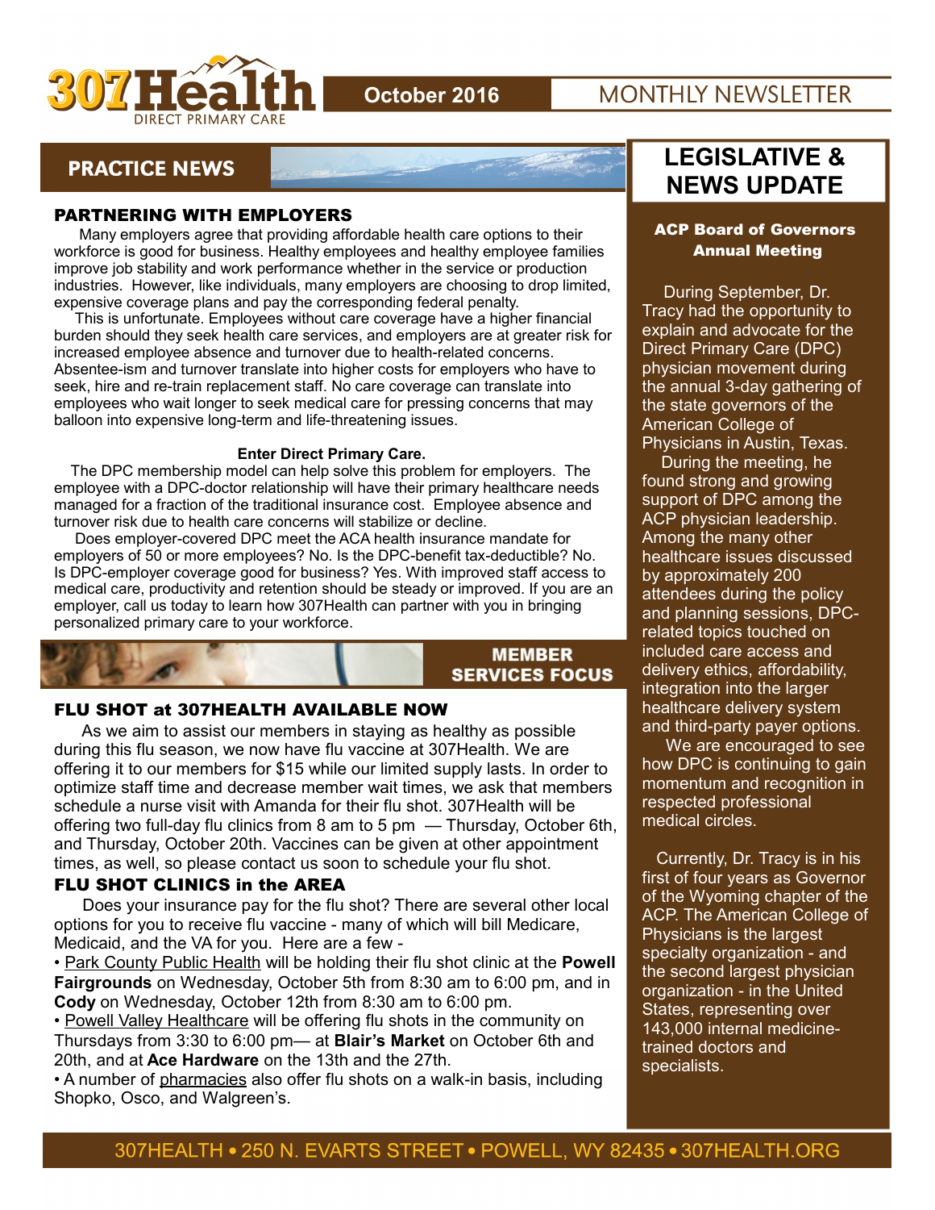# 307Health

DIRECT PRIMARY CARE

October 2016

MONTHLY NEWSLETTER

## PRACTICE NEWS

### PARTNERING WITH EMPLOYERS

Many employers agree that providing affordable health care options to their workforce is good for business. Healthy employees and healthy employee families improve job stability and work performance whether in the service or production industries. However, like individuals, many employers are choosing to drop limited, expensive coverage plans and pay the corresponding federal penalty.

This is unfortunate. Employees without care coverage have a higher financial burden should they seek health care services, and employers are at greater risk for increased employee absence and turnover due to health-related concerns. Absentee-ism and turnover translate into higher costs for employers who have to seek, hire and re-train replacement staff. No care coverage can translate into employees who wait longer to seek medical care for pressing concerns that may balloon into expensive long-term and life-threatening issues.

**Enter Direct Primary Care.**

The DPC membership model can help solve this problem for employers. The employee with a DPC-doctor relationship will have their primary healthcare needs managed for a fraction of the traditional insurance cost. Employee absence and turnover risk due to health care concerns will stabilize or decline.

Does employer-covered DPC meet the ACA health insurance mandate for employers of 50 or more employees? No. Is the DPC-benefit tax-deductible? No. Is DPC-employer coverage good for business? Yes. With improved staff access to medical care, productivity and retention should be steady or improved. If you are an employer, call us today to learn how 307Health can partner with you in bringing personalized primary care to your workforce.

## MEMBER SERVICES FOCUS

### FLU SHOT at 307HEALTH AVAILABLE NOW

As we aim to assist our members in staying as healthy as possible during this flu season, we now have flu vaccine at 307Health. We are offering it to our members for $15 while our limited supply lasts. In order to optimize staff time and decrease member wait times, we ask that members schedule a nurse visit with Amanda for their flu shot. 307Health will be offering two full-day flu clinics from 8 am to 5 pm — Thursday, October 6th, and Thursday, October 20th. Vaccines can be given at other appointment times, as well, so please contact us soon to schedule your flu shot.

### FLU SHOT CLINICS in the AREA

Does your insurance pay for the flu shot? There are several other local options for you to receive flu vaccine - many of which will bill Medicare, Medicaid, and the VA for you. Here are a few -

- Park County Public Health will be holding their flu shot clinic at the **Powell Fairgrounds** on Wednesday, October 5th from 8:30 am to 6:00 pm, and in **Cody** on Wednesday, October 12th from 8:30 am to 6:00 pm.
- Powell Valley Healthcare will be offering flu shots in the community on Thursdays from 3:30 to 6:00 pm— at **Blair's Market** on October 6th and 20th, and at **Ace Hardware** on the 13th and the 27th.
- A number of pharmacies also offer flu shots on a walk-in basis, including Shopko, Osco, and Walgreen's.

## LEGISLATIVE & NEWS UPDATE

**ACP Board of Governors Annual Meeting**

During September, Dr. Tracy had the opportunity to explain and advocate for the Direct Primary Care (DPC) physician movement during the annual 3-day gathering of the state governors of the American College of Physicians in Austin, Texas.

During the meeting, he found strong and growing support of DPC among the ACP physician leadership. Among the many other healthcare issues discussed by approximately 200 attendees during the policy and planning sessions, DPC-related topics touched on included care access and delivery ethics, affordability, integration into the larger healthcare delivery system and third-party payer options.

We are encouraged to see how DPC is continuing to gain momentum and recognition in respected professional medical circles.

Currently, Dr. Tracy is in his first of four years as Governor of the Wyoming chapter of the ACP. The American College of Physicians is the largest specialty organization - and the second largest physician organization - in the United States, representing over 143,000 internal medicine-trained doctors and specialists.

307HEALTH • 250 N. EVARTS STREET • POWELL, WY 82435 • 307HEALTH.ORG